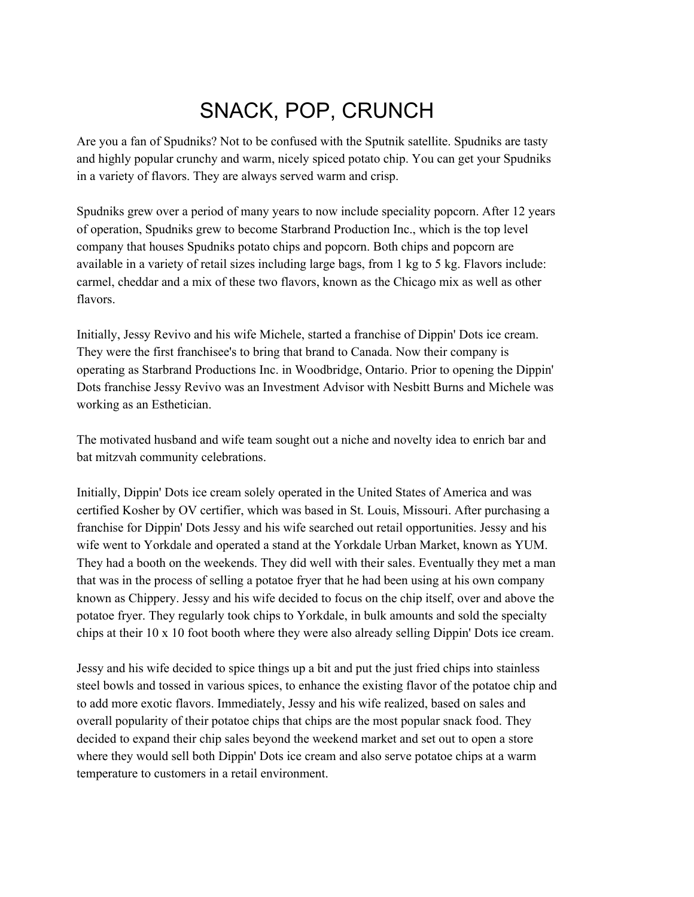# SNACK, POP, CRUNCH

Are you a fan of Spudniks? Not to be confused with the Sputnik satellite. Spudniks are tasty and highly popular crunchy and warm, nicely spiced potato chip. You can get your Spudniks in a variety of flavors. They are always served warm and crisp.

Spudniks grew over a period of many years to now include speciality popcorn. After 12 years of operation, Spudniks grew to become Starbrand Production Inc., which is the top level company that houses Spudniks potato chips and popcorn. Both chips and popcorn are available in a variety of retail sizes including large bags, from 1 kg to 5 kg. Flavors include: carmel, cheddar and a mix of these two flavors, known as the Chicago mix as well as other flavors.

Initially, Jessy Revivo and his wife Michele, started a franchise of Dippin' Dots ice cream. They were the first franchisee's to bring that brand to Canada. Now their company is operating as Starbrand Productions Inc. in Woodbridge, Ontario. Prior to opening the Dippin' Dots franchise Jessy Revivo was an Investment Advisor with Nesbitt Burns and Michele was working as an Esthetician.

The motivated husband and wife team sought out a niche and novelty idea to enrich bar and bat mitzvah community celebrations.

Initially, Dippin' Dots ice cream solely operated in the United States of America and was certified Kosher by OV certifier, which was based in St. Louis, Missouri. After purchasing a franchise for Dippin' Dots Jessy and his wife searched out retail opportunities. Jessy and his wife went to Yorkdale and operated a stand at the Yorkdale Urban Market, known as YUM. They had a booth on the weekends. They did well with their sales. Eventually they met a man that was in the process of selling a potatoe fryer that he had been using at his own company known as Chippery. Jessy and his wife decided to focus on the chip itself, over and above the potatoe fryer. They regularly took chips to Yorkdale, in bulk amounts and sold the specialty chips at their 10 x 10 foot booth where they were also already selling Dippin' Dots ice cream.

Jessy and his wife decided to spice things up a bit and put the just fried chips into stainless steel bowls and tossed in various spices, to enhance the existing flavor of the potatoe chip and to add more exotic flavors. Immediately, Jessy and his wife realized, based on sales and overall popularity of their potatoe chips that chips are the most popular snack food. They decided to expand their chip sales beyond the weekend market and set out to open a store where they would sell both Dippin' Dots ice cream and also serve potatoe chips at a warm temperature to customers in a retail environment.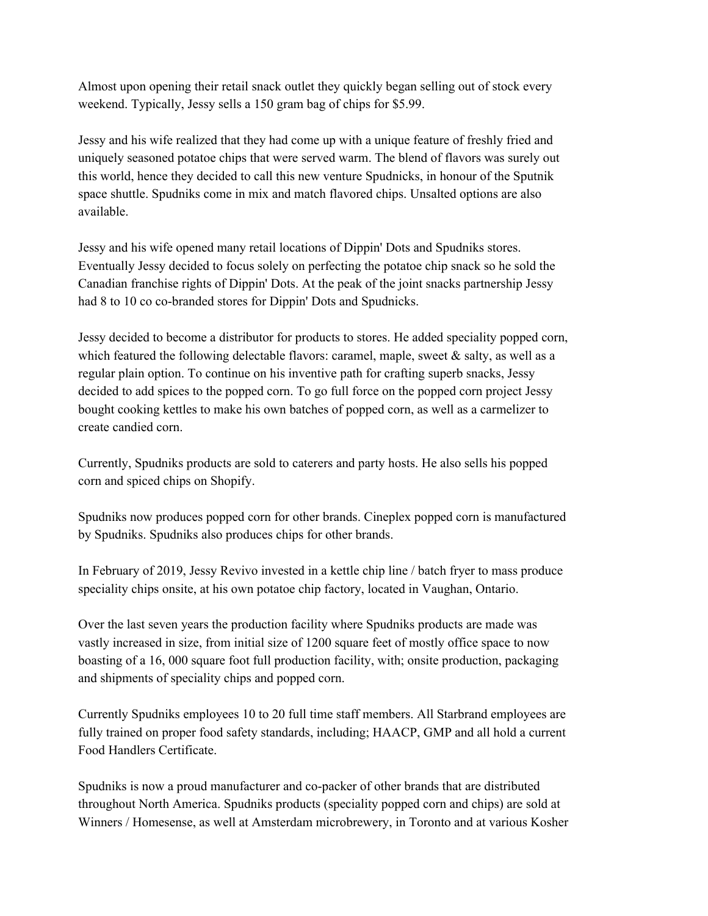Almost upon opening their retail snack outlet they quickly began selling out of stock every weekend. Typically, Jessy sells a 150 gram bag of chips for $5.99.

Jessy and his wife realized that they had come up with a unique feature of freshly fried and uniquely seasoned potatoe chips that were served warm. The blend of flavors was surely out this world, hence they decided to call this new venture Spudnicks, in honour of the Sputnik space shuttle. Spudniks come in mix and match flavored chips. Unsalted options are also available.

Jessy and his wife opened many retail locations of Dippin' Dots and Spudniks stores. Eventually Jessy decided to focus solely on perfecting the potatoe chip snack so he sold the Canadian franchise rights of Dippin' Dots. At the peak of the joint snacks partnership Jessy had 8 to 10 co co-branded stores for Dippin' Dots and Spudnicks.

Jessy decided to become a distributor for products to stores. He added speciality popped corn, which featured the following delectable flavors: caramel, maple, sweet & salty, as well as a regular plain option. To continue on his inventive path for crafting superb snacks, Jessy decided to add spices to the popped corn. To go full force on the popped corn project Jessy bought cooking kettles to make his own batches of popped corn, as well as a carmelizer to create candied corn.

Currently, Spudniks products are sold to caterers and party hosts. He also sells his popped corn and spiced chips on Shopify.

Spudniks now produces popped corn for other brands. Cineplex popped corn is manufactured by Spudniks. Spudniks also produces chips for other brands.

In February of 2019, Jessy Revivo invested in a kettle chip line / batch fryer to mass produce speciality chips onsite, at his own potatoe chip factory, located in Vaughan, Ontario.

Over the last seven years the production facility where Spudniks products are made was vastly increased in size, from initial size of 1200 square feet of mostly office space to now boasting of a 16, 000 square foot full production facility, with; onsite production, packaging and shipments of speciality chips and popped corn.

Currently Spudniks employees 10 to 20 full time staff members. All Starbrand employees are fully trained on proper food safety standards, including; HAACP, GMP and all hold a current Food Handlers Certificate.

Spudniks is now a proud manufacturer and co-packer of other brands that are distributed throughout North America. Spudniks products (speciality popped corn and chips) are sold at Winners / Homesense, as well at Amsterdam microbrewery, in Toronto and at various Kosher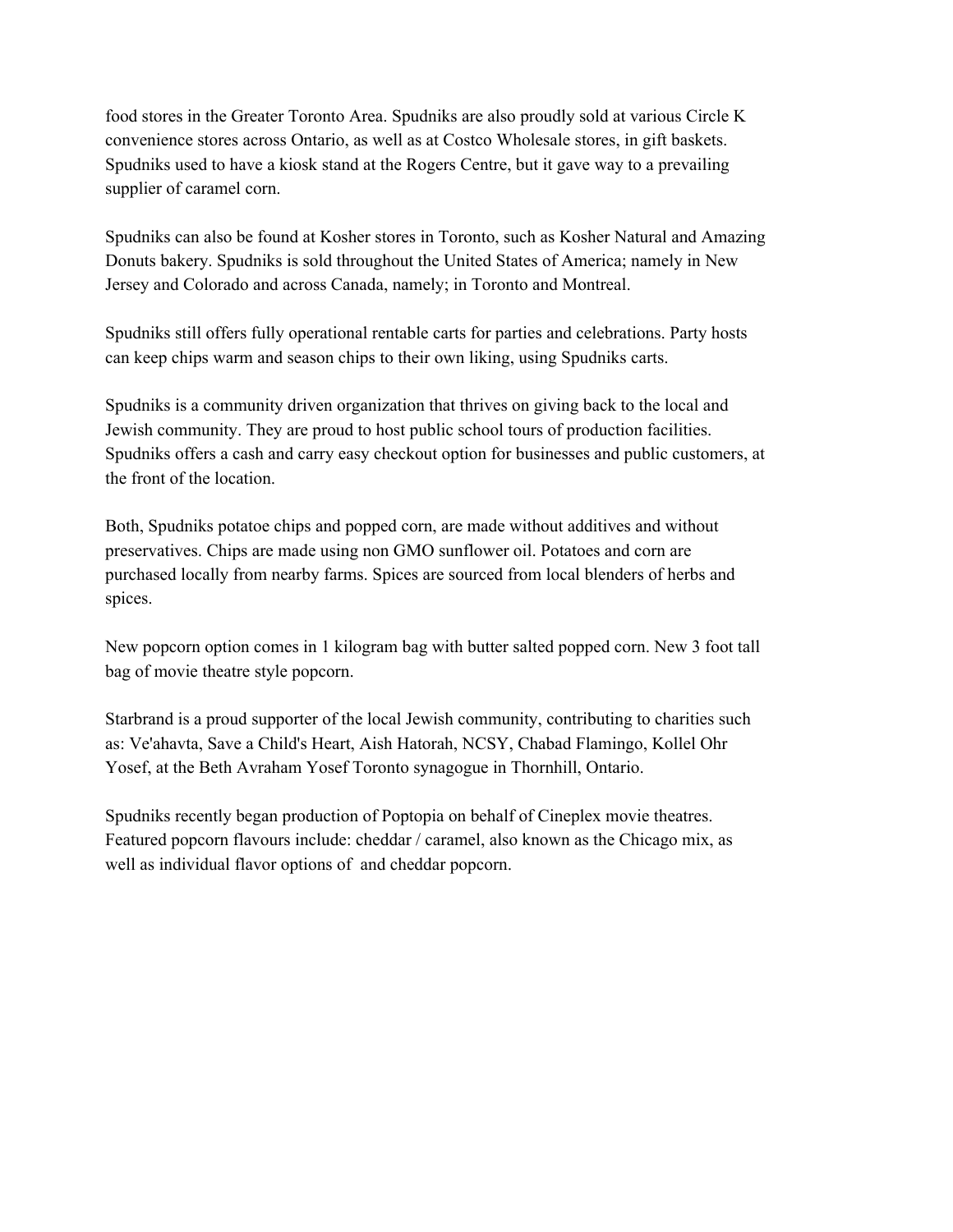food stores in the Greater Toronto Area. Spudniks are also proudly sold at various Circle K convenience stores across Ontario, as well as at Costco Wholesale stores, in gift baskets. Spudniks used to have a kiosk stand at the Rogers Centre, but it gave way to a prevailing supplier of caramel corn.

Spudniks can also be found at Kosher stores in Toronto, such as Kosher Natural and Amazing Donuts bakery. Spudniks is sold throughout the United States of America; namely in New Jersey and Colorado and across Canada, namely; in Toronto and Montreal.

Spudniks still offers fully operational rentable carts for parties and celebrations. Party hosts can keep chips warm and season chips to their own liking, using Spudniks carts.

Spudniks is a community driven organization that thrives on giving back to the local and Jewish community. They are proud to host public school tours of production facilities. Spudniks offers a cash and carry easy checkout option for businesses and public customers, at the front of the location.

Both, Spudniks potatoe chips and popped corn, are made without additives and without preservatives. Chips are made using non GMO sunflower oil. Potatoes and corn are purchased locally from nearby farms. Spices are sourced from local blenders of herbs and spices.

New popcorn option comes in 1 kilogram bag with butter salted popped corn. New 3 foot tall bag of movie theatre style popcorn.

Starbrand is a proud supporter of the local Jewish community, contributing to charities such as: Ve'ahavta, Save a Child's Heart, Aish Hatorah, NCSY, Chabad Flamingo, Kollel Ohr Yosef, at the Beth Avraham Yosef Toronto synagogue in Thornhill, Ontario.

Spudniks recently began production of Poptopia on behalf of Cineplex movie theatres. Featured popcorn flavours include: cheddar / caramel, also known as the Chicago mix, as well as individual flavor options of  and cheddar popcorn.